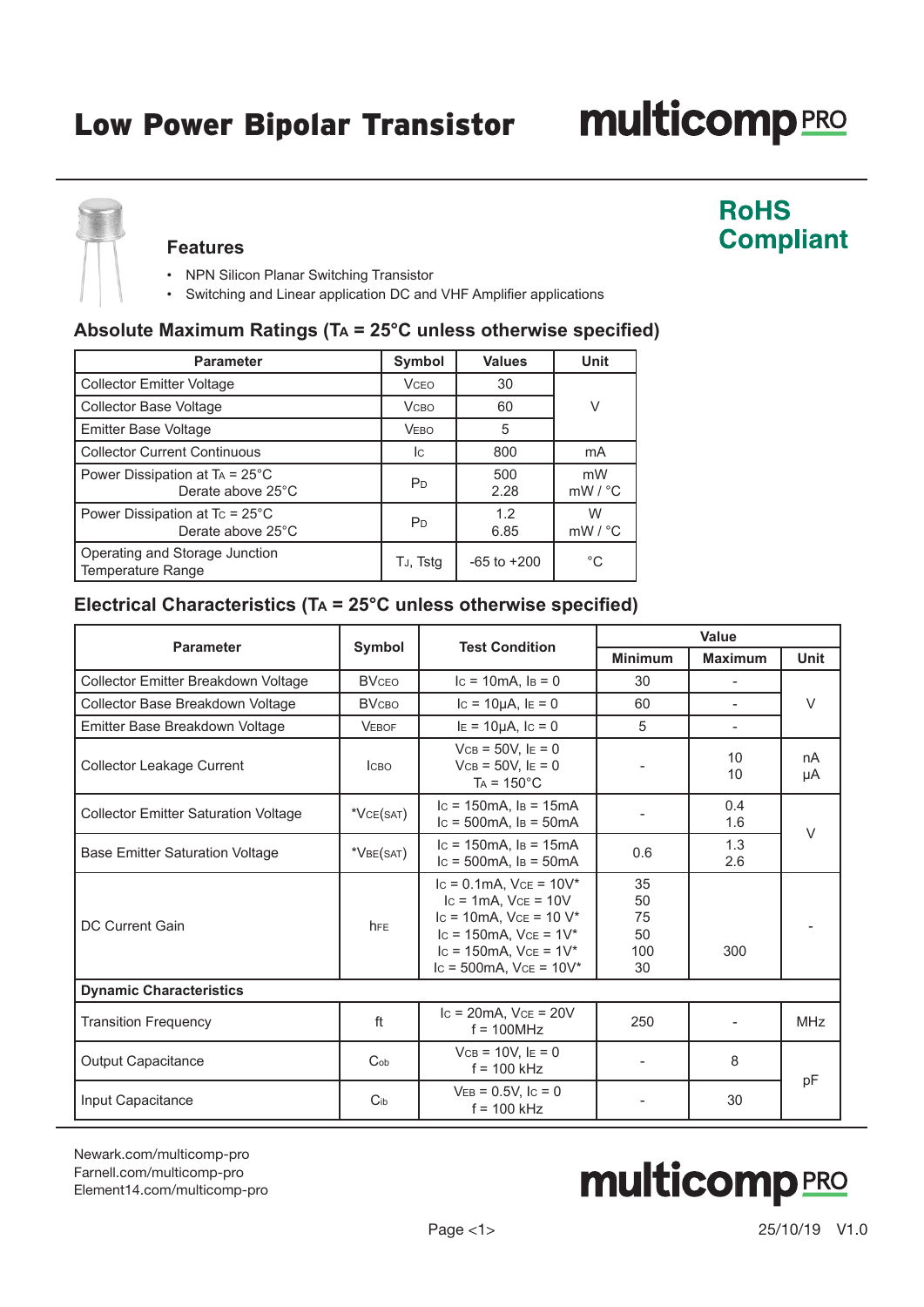# Low Power Bipolar Transistor

multicomp PRO

**RoHS Compliant**

## Features

- NPN Silicon Planar Switching Transistor
- Switching and Linear application DC and VHF Amplifier applications

## Absolute Maximum Ratings ($T_A$ = 25°C unless otherwise specified)

| Parameter | Symbol | Values | Unit |
|---|---|---|---|
| Collector Emitter Voltage | $V_{CEO}$ | 30 | V |
| Collector Base Voltage | $V_{CBO}$ | 60 | |
| Emitter Base Voltage | $V_{EBO}$ | 5 | |
| Collector Current Continuous | $I_C$ | 800 | mA |
| Power Dissipation at $T_A$ = 25°C<br>Derate above 25°C | $P_D$ | 500<br>2.28 | mW<br>mW / °C |
| Power Dissipation at $T_C$ = 25°C<br>Derate above 25°C | $P_D$ | 1.2<br>6.85 | W<br>mW / °C |
| Operating and Storage Junction Temperature Range | $T_J$, Tstg | -65 to +200 | °C |

## Electrical Characteristics ($T_A$ = 25°C unless otherwise specified)

| Parameter | Symbol | Test Condition | Value | | |
|---|---|---|---|---|---|
| | | | Minimum | Maximum | Unit |
| Collector Emitter Breakdown Voltage | $BV_{CEO}$ | $I_C$ = 10mA, $I_B$ = 0 | 30 | - | V |
| Collector Base Breakdown Voltage | $BV_{CBO}$ | $I_C$ = 10µA, $I_E$ = 0 | 60 | - | |
| Emitter Base Breakdown Voltage | $V_{EBOF}$ | $I_E$ = 10µA, $I_C$ = 0 | 5 | - | |
| Collector Leakage Current | $I_{CBO}$ | $V_{CB}$ = 50V, $I_E$ = 0<br>$V_{CB}$ = 50V, $I_E$ = 0<br>$T_A$ = 150°C | - | 10<br>10 | nA<br>µA |
| Collector Emitter Saturation Voltage | *$V_{CE(SAT)}$ | $I_C$ = 150mA, $I_B$ = 15mA<br>$I_C$ = 500mA, $I_B$ = 50mA | - | 0.4<br>1.6 | V |
| Base Emitter Saturation Voltage | *$V_{BE(SAT)}$ | $I_C$ = 150mA, $I_B$ = 15mA<br>$I_C$ = 500mA, $I_B$ = 50mA | 0.6 | 1.3<br>2.6 | |
| DC Current Gain | $h_{FE}$ | $I_C$ = 0.1mA, $V_{CE}$ = 10V*<br>$I_C$ = 1mA, $V_{CE}$ = 10V<br>$I_C$ = 10mA, $V_{CE}$ = 10 V*<br>$I_C$ = 150mA, $V_{CE}$ = 1V*<br>$I_C$ = 150mA, $V_{CE}$ = 1V*<br>$I_C$ = 500mA, $V_{CE}$ = 10V* | 35<br>50<br>75<br>50<br>100<br>30 | 300 | - |
| **Dynamic Characteristics** | | | | | |
| Transition Frequency | ft | $I_C$ = 20mA, $V_{CE}$ = 20V<br>f = 100MHz | 250 | - | MHz |
| Output Capacitance | $C_{ob}$ | $V_{CB}$ = 10V, $I_E$ = 0<br>f = 100 kHz | - | 8 | pF |
| Input Capacitance | $C_{ib}$ | $V_{EB}$ = 0.5V, $I_C$ = 0<br>f = 100 kHz | - | 30 | |

Newark.com/multicomp-pro
Farnell.com/multicomp-pro
Element14.com/multicomp-pro

25/10/19 V1.0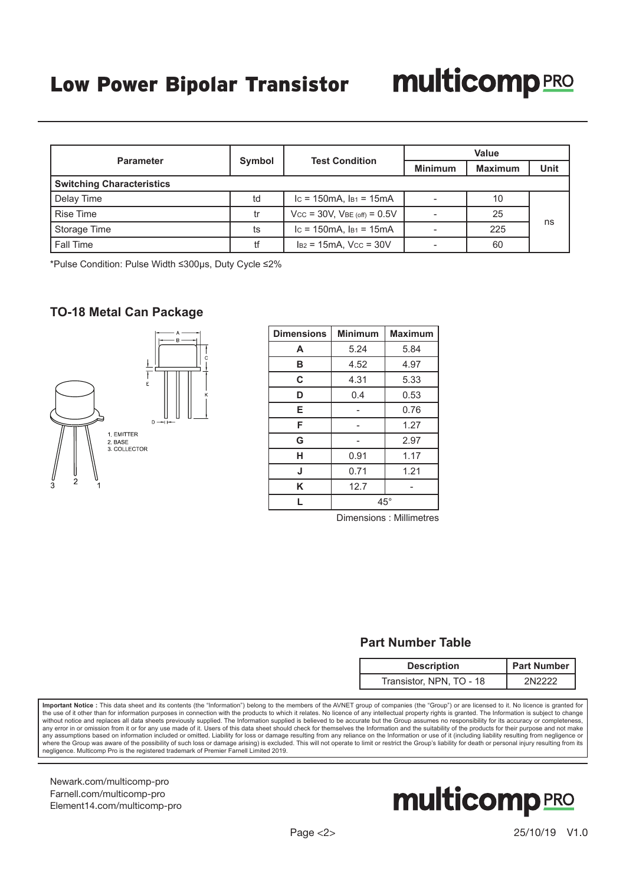| Parameter | Symbol | Test Condition | Value | | |
|---|---|---|---|---|---|
| | | | Minimum | Maximum | Unit |
| **Switching Characteristics** | | | | | |
| Delay Time | td | $I_C$ = 150mA, $I_{B1}$ = 15mA | - | 10 | ns |
| Rise Time | tr | $V_{CC}$ = 30V, $V_{BE\ (off)}$ = 0.5V | - | 25 | ns |
| Storage Time | ts | $I_C$ = 150mA, $I_{B1}$ = 15mA | - | 225 | ns |
| Fall Time | tf | $I_{B2}$ = 15mA, $V_{CC}$ = 30V | - | 60 | ns |

*Pulse Condition: Pulse Width ≤300µs, Duty Cycle ≤2%

## TO-18 Metal Can Package

A
B
C
E
K
D
1. EMITTER
2. BASE
3. COLLECTOR
3 2 1

| Dimensions | Minimum | Maximum |
|---|---|---|
| A | 5.24 | 5.84 |
| B | 4.52 | 4.97 |
| C | 4.31 | 5.33 |
| D | 0.4 | 0.53 |
| E | - | 0.76 |
| F | - | 1.27 |
| G | - | 2.97 |
| H | 0.91 | 1.17 |
| J | 0.71 | 1.21 |
| K | 12.7 | - |
| L | 45° | |

Dimensions : Millimetres

## Part Number Table

| Description | Part Number |
|---|---|
| Transistor, NPN, TO - 18 | 2N2222 |

**Important Notice :** This data sheet and its contents (the "Information") belong to the members of the AVNET group of companies (the "Group") or are licensed to it. No licence is granted for the use of it other than for information purposes in connection with the products to which it relates. No licence of any intellectual property rights is granted. The Information is subject to change without notice and replaces all data sheets previously supplied. The Information supplied is believed to be accurate but the Group assumes no responsibility for its accuracy or completeness, any error in or omission from it or for any use made of it. Users of this data sheet should check for themselves the Information and the suitability of the products for their purpose and not make any assumptions based on information included or omitted. Liability for loss or damage resulting from any reliance on the Information or use of it (including liability resulting from negligence or where the Group was aware of the possibility of such loss or damage arising) is excluded. This will not operate to limit or restrict the Group's liability for death or personal injury resulting from its negligence. Multicomp Pro is the registered trademark of Premier Farnell Limited 2019.

Newark.com/multicomp-pro
Farnell.com/multicomp-pro
Element14.com/multicomp-pro